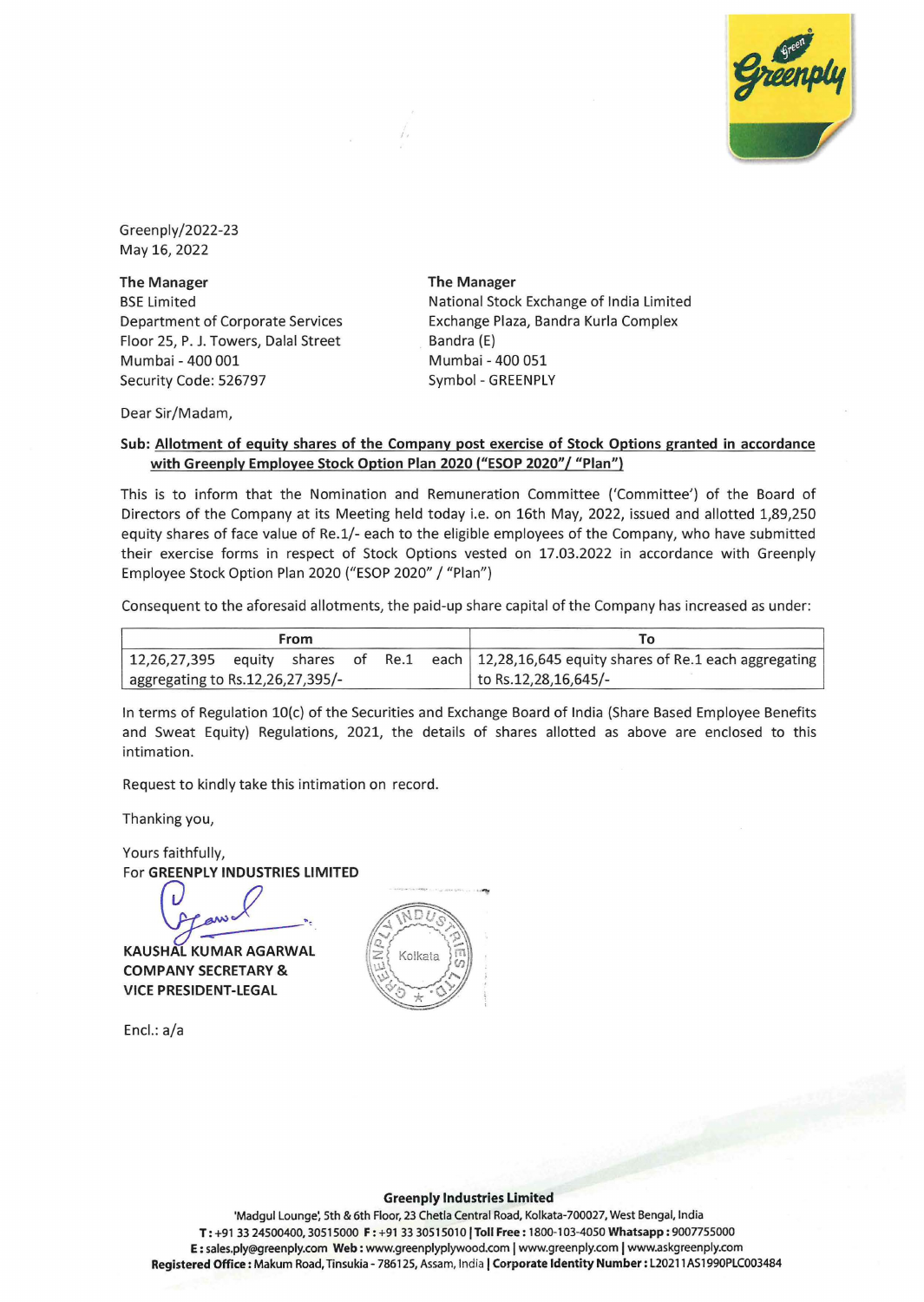Greenply/2022-23
May 16, 2022

**The Manager**
BSE Limited
Department of Corporate Services
Floor 25, P. J. Towers, Dalal Street
Mumbai - 400 001
Security Code: 526797

**The Manager**
National Stock Exchange of India Limited
Exchange Plaza, Bandra Kurla Complex
Bandra (E)
Mumbai - 400 051
Symbol - GREENPLY

Dear Sir/Madam,

**Sub: Allotment of equity shares of the Company post exercise of Stock Options granted in accordance with Greenply Employee Stock Option Plan 2020 ("ESOP 2020"/ "Plan")**

This is to inform that the Nomination and Remuneration Committee ('Committee') of the Board of Directors of the Company at its Meeting held today i.e. on 16th May, 2022, issued and allotted 1,89,250 equity shares of face value of Re.1/- each to the eligible employees of the Company, who have submitted their exercise forms in respect of Stock Options vested on 17.03.2022 in accordance with Greenply Employee Stock Option Plan 2020 ("ESOP 2020" / "Plan")

Consequent to the aforesaid allotments, the paid-up share capital of the Company has increased as under:

| From | To |
|---|---|
| 12,26,27,395 equity shares of Re.1 each aggregating to Rs.12,26,27,395/- | 12,28,16,645 equity shares of Re.1 each aggregating to Rs.12,28,16,645/- |

In terms of Regulation 10(c) of the Securities and Exchange Board of India (Share Based Employee Benefits and Sweat Equity) Regulations, 2021, the details of shares allotted as above are enclosed to this intimation.

Request to kindly take this intimation on record.

Thanking you,

Yours faithfully,
For **GREENPLY INDUSTRIES LIMITED**

**KAUSHAL KUMAR AGARWAL**
**COMPANY SECRETARY &**
**VICE PRESIDENT-LEGAL**

Encl.: a/a

**Greenply Industries Limited**
'Madgul Lounge', 5th & 6th Floor, 23 Chetla Central Road, Kolkata-700027, West Bengal, India
**T :** +91 33 24500400, 30515000 **F :** +91 33 30515010 | **Toll Free :** 1800-103-4050 **Whatsapp :** 9007755000
**E :** sales.ply@greenply.com **Web :** www.greenplyplywood.com | www.greenply.com | www.askgreenply.com
**Registered Office :** Makum Road, Tinsukia - 786125, Assam, India | **Corporate Identity Number :** L20211AS1990PLC003484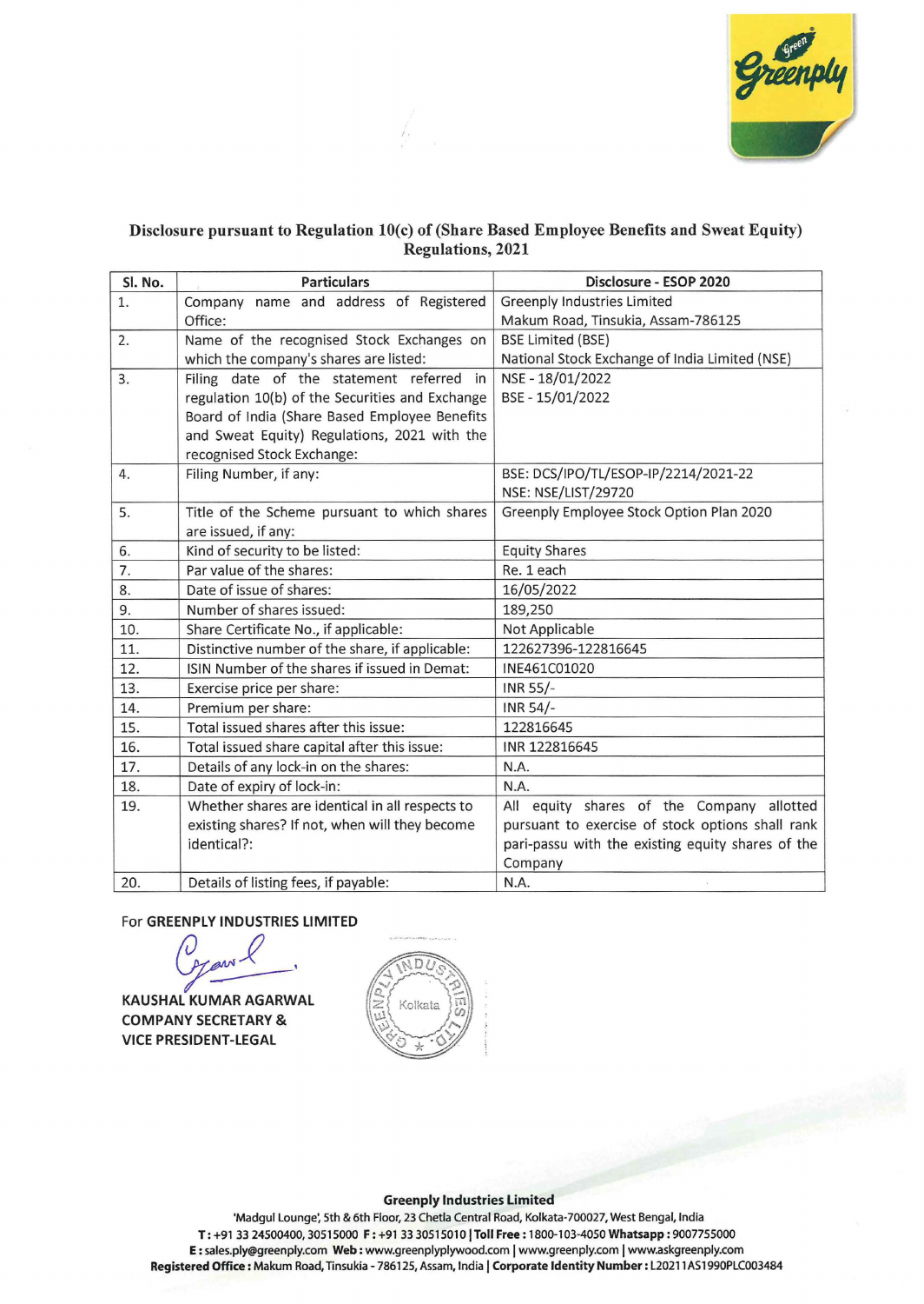## Disclosure pursuant to Regulation 10(c) of (Share Based Employee Benefits and Sweat Equity) Regulations, 2021

| Sl. No. | Particulars | Disclosure - ESOP 2020 |
|---|---|---|
| 1. | Company name and address of Registered Office: | Greenply Industries Limited<br>Makum Road, Tinsukia, Assam-786125 |
| 2. | Name of the recognised Stock Exchanges on which the company's shares are listed: | BSE Limited (BSE)<br>National Stock Exchange of India Limited (NSE) |
| 3. | Filing date of the statement referred in regulation 10(b) of the Securities and Exchange Board of India (Share Based Employee Benefits and Sweat Equity) Regulations, 2021 with the recognised Stock Exchange: | NSE - 18/01/2022<br>BSE - 15/01/2022 |
| 4. | Filing Number, if any: | BSE: DCS/IPO/TL/ESOP-IP/2214/2021-22<br>NSE: NSE/LIST/29720 |
| 5. | Title of the Scheme pursuant to which shares are issued, if any: | Greenply Employee Stock Option Plan 2020 |
| 6. | Kind of security to be listed: | Equity Shares |
| 7. | Par value of the shares: | Re. 1 each |
| 8. | Date of issue of shares: | 16/05/2022 |
| 9. | Number of shares issued: | 189,250 |
| 10. | Share Certificate No., if applicable: | Not Applicable |
| 11. | Distinctive number of the share, if applicable: | 122627396-122816645 |
| 12. | ISIN Number of the shares if issued in Demat: | INE461C01020 |
| 13. | Exercise price per share: | INR 55/- |
| 14. | Premium per share: | INR 54/- |
| 15. | Total issued shares after this issue: | 122816645 |
| 16. | Total issued share capital after this issue: | INR 122816645 |
| 17. | Details of any lock-in on the shares: | N.A. |
| 18. | Date of expiry of lock-in: | N.A. |
| 19. | Whether shares are identical in all respects to existing shares? If not, when will they become identical?: | All equity shares of the Company allotted pursuant to exercise of stock options shall rank pari-passu with the existing equity shares of the Company |
| 20. | Details of listing fees, if payable: | N.A. |

For **GREENPLY INDUSTRIES LIMITED**

**KAUSHAL KUMAR AGARWAL**
**COMPANY SECRETARY &**
**VICE PRESIDENT-LEGAL**

**Greenply Industries Limited**
'Madgul Lounge', 5th & 6th Floor, 23 Chetla Central Road, Kolkata-700027, West Bengal, India
**T:** +91 33 24500400, 30515000 **F:** +91 33 30515010 | **Toll Free:** 1800-103-4050 **Whatsapp:** 9007755000
**E:** sales.ply@greenply.com **Web:** www.greenplyplywood.com | www.greenply.com | www.askgreenply.com
**Registered Office:** Makum Road, Tinsukia - 786125, Assam, India | **Corporate Identity Number:** L20211AS1990PLC003484